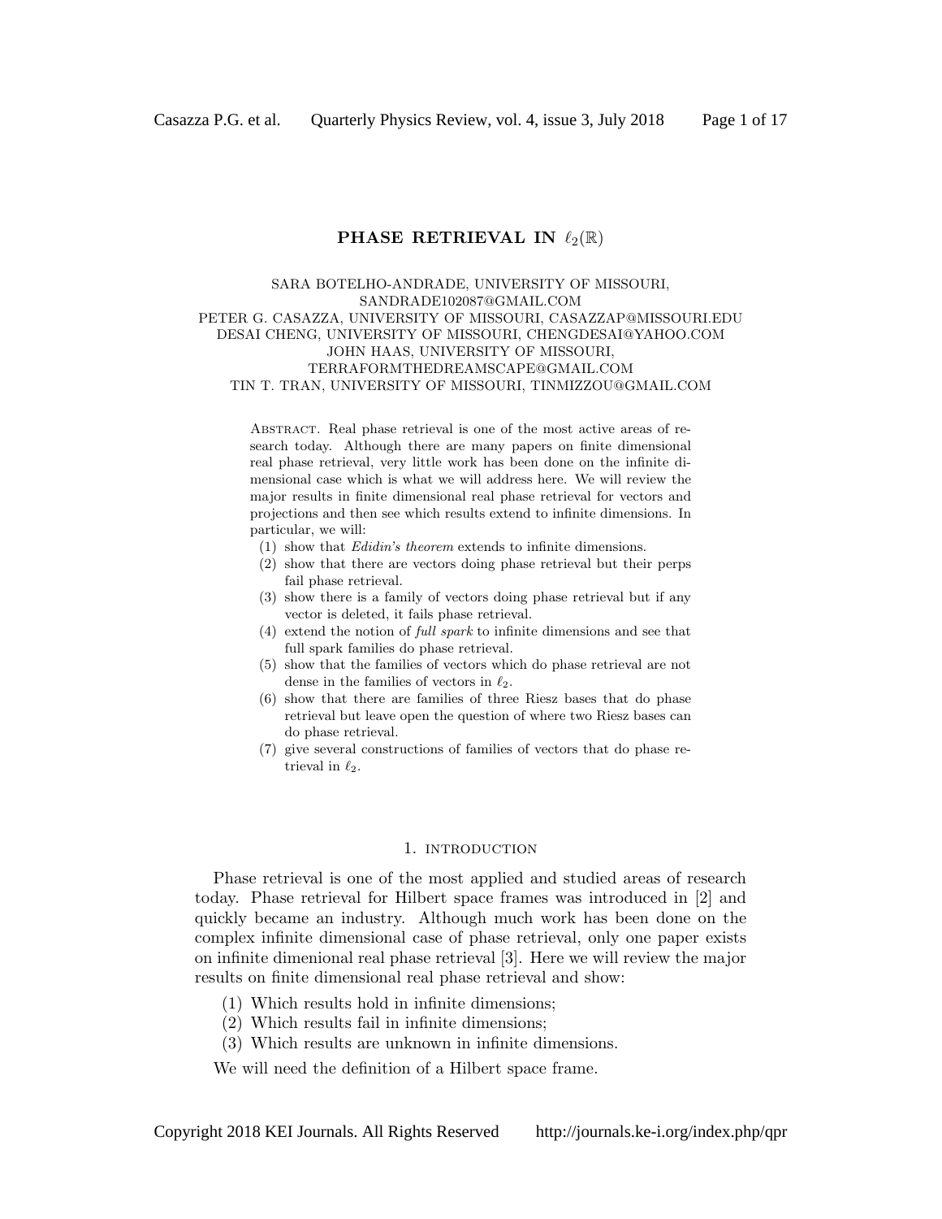# PHASE RETRIEVAL IN $\ell_2(\mathbb{R})$

SARA BOTELHO-ANDRADE, UNIVERSITY OF MISSOURI, SANDRADE102087@GMAIL.COM
PETER G. CASAZZA, UNIVERSITY OF MISSOURI, CASAZZAP@MISSOURI.EDU
DESAI CHENG, UNIVERSITY OF MISSOURI, CHENGDESAI@YAHOO.COM
JOHN HAAS, UNIVERSITY OF MISSOURI, TERRAFORMTHEDREAMSCAPE@GMAIL.COM
TIN T. TRAN, UNIVERSITY OF MISSOURI, TINMIZZOU@GMAIL.COM

Abstract. Real phase retrieval is one of the most active areas of research today. Although there are many papers on finite dimensional real phase retrieval, very little work has been done on the infinite dimensional case which is what we will address here. We will review the major results in finite dimensional real phase retrieval for vectors and projections and then see which results extend to infinite dimensions. In particular, we will:

1. show that *Edidin's theorem* extends to infinite dimensions.
2. show that there are vectors doing phase retrieval but their perps fail phase retrieval.
3. show there is a family of vectors doing phase retrieval but if any vector is deleted, it fails phase retrieval.
4. extend the notion of *full spark* to infinite dimensions and see that full spark families do phase retrieval.
5. show that the families of vectors which do phase retrieval are not dense in the families of vectors in $\ell_2$.
6. show that there are families of three Riesz bases that do phase retrieval but leave open the question of where two Riesz bases can do phase retrieval.
7. give several constructions of families of vectors that do phase retrieval in $\ell_2$.

## 1. introduction

Phase retrieval is one of the most applied and studied areas of research today. Phase retrieval for Hilbert space frames was introduced in [2] and quickly became an industry. Although much work has been done on the complex infinite dimensional case of phase retrieval, only one paper exists on infinite dimenional real phase retrieval [3]. Here we will review the major results on finite dimensional real phase retrieval and show:

1. Which results hold in infinite dimensions;
2. Which results fail in infinite dimensions;
3. Which results are unknown in infinite dimensions.

We will need the definition of a Hilbert space frame.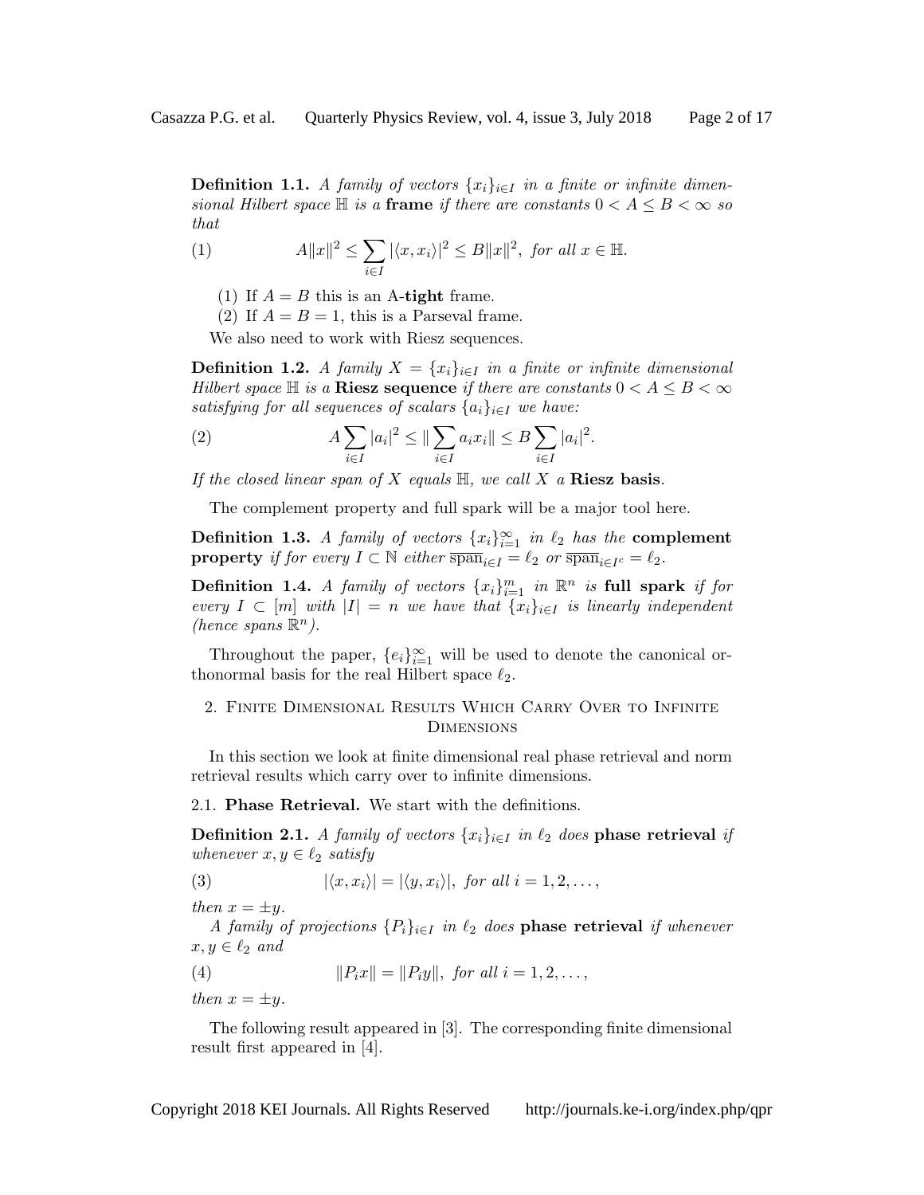**Definition 1.1.** *A family of vectors $\{x_i\}_{i\in I}$ in a finite or infinite dimensional Hilbert space $\mathbb{H}$ is a* **frame** *if there are constants $0 < A \le B < \infty$ so that*

$$A\|x\|^2 \le \sum_{i\in I} |\langle x, x_i\rangle|^2 \le B\|x\|^2, \text{ for all } x \in \mathbb{H}. \tag{1}$$

(1) If $A = B$ this is an A-**tight** frame.

(2) If $A = B = 1$, this is a Parseval frame.

We also need to work with Riesz sequences.

**Definition 1.2.** *A family $X = \{x_i\}_{i\in I}$ in a finite or infinite dimensional Hilbert space $\mathbb{H}$ is a* **Riesz sequence** *if there are constants $0 < A \le B < \infty$ satisfying for all sequences of scalars $\{a_i\}_{i\in I}$ we have:*

$$A\sum_{i\in I} |a_i|^2 \le \|\sum_{i\in I} a_i x_i\| \le B\sum_{i\in I} |a_i|^2. \tag{2}$$

*If the closed linear span of $X$ equals $\mathbb{H}$, we call $X$ a* **Riesz basis**.

The complement property and full spark will be a major tool here.

**Definition 1.3.** *A family of vectors $\{x_i\}_{i=1}^{\infty}$ in $\ell_2$ has the* **complement property** *if for every $I \subset \mathbb{N}$ either $\overline{\text{span}}_{i\in I} = \ell_2$ or $\overline{\text{span}}_{i\in I^c} = \ell_2$.*

**Definition 1.4.** *A family of vectors $\{x_i\}_{i=1}^{m}$ in $\mathbb{R}^n$ is* **full spark** *if for every $I \subset [m]$ with $|I| = n$ we have that $\{x_i\}_{i\in I}$ is linearly independent (hence spans $\mathbb{R}^n$).*

Throughout the paper, $\{e_i\}_{i=1}^{\infty}$ will be used to denote the canonical orthonormal basis for the real Hilbert space $\ell_2$.

## 2. Finite Dimensional Results Which Carry Over to Infinite Dimensions

In this section we look at finite dimensional real phase retrieval and norm retrieval results which carry over to infinite dimensions.

### 2.1. Phase Retrieval.

We start with the definitions.

**Definition 2.1.** *A family of vectors $\{x_i\}_{i\in I}$ in $\ell_2$ does* **phase retrieval** *if whenever $x, y \in \ell_2$ satisfy*

$$|\langle x, x_i\rangle| = |\langle y, x_i\rangle|, \text{ for all } i = 1, 2, \ldots, \tag{3}$$

*then $x = \pm y$.*

*A family of projections $\{P_i\}_{i\in I}$ in $\ell_2$ does* **phase retrieval** *if whenever $x, y \in \ell_2$ and*

$$\|P_i x\| = \|P_i y\|, \text{ for all } i = 1, 2, \ldots, \tag{4}$$

*then $x = \pm y$.*

The following result appeared in [3]. The corresponding finite dimensional result first appeared in [4].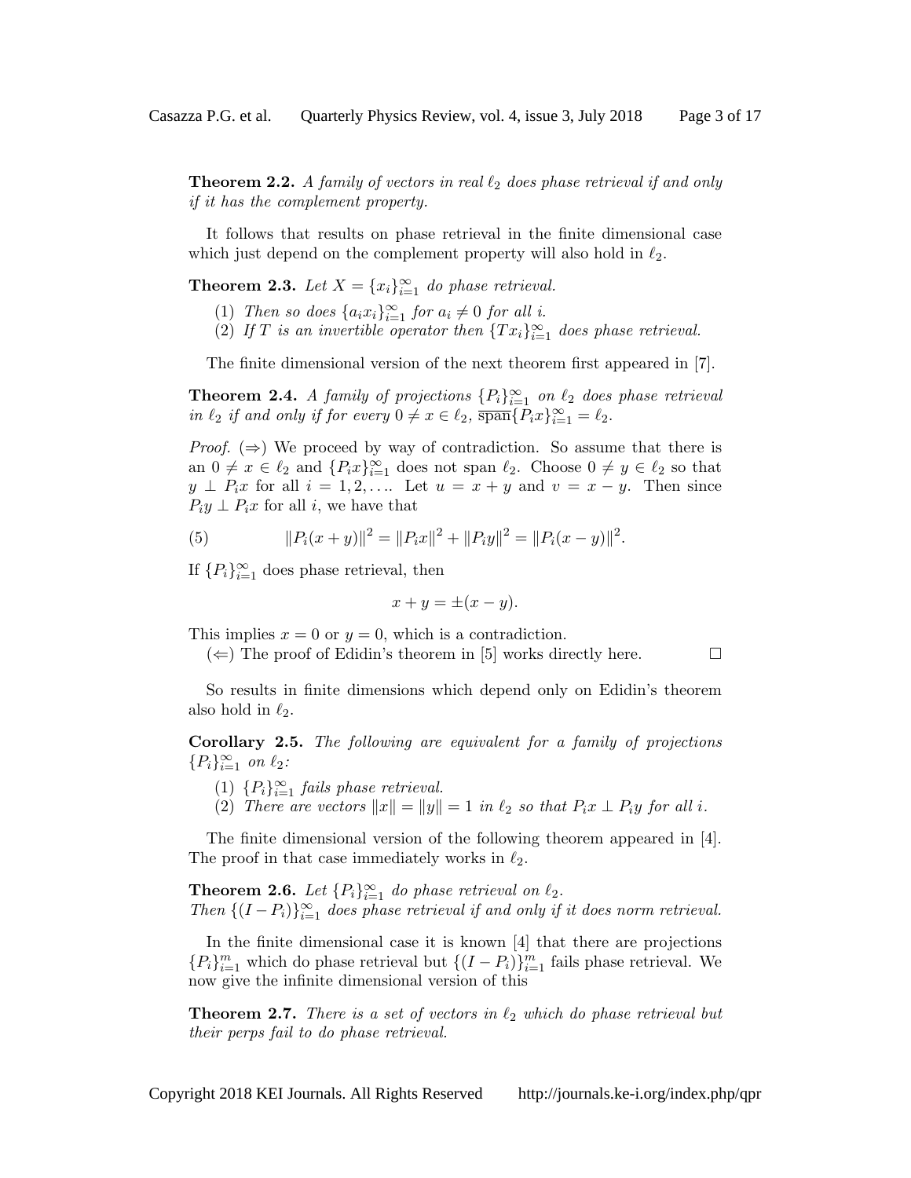**Theorem 2.2.** *A family of vectors in real $\ell_2$ does phase retrieval if and only if it has the complement property.*

It follows that results on phase retrieval in the finite dimensional case which just depend on the complement property will also hold in $\ell_2$.

**Theorem 2.3.** *Let $X = \{x_i\}_{i=1}^{\infty}$ do phase retrieval.*

1. *Then so does $\{a_i x_i\}_{i=1}^{\infty}$ for $a_i \neq 0$ for all $i$.*
2. *If $T$ is an invertible operator then $\{Tx_i\}_{i=1}^{\infty}$ does phase retrieval.*

The finite dimensional version of the next theorem first appeared in [7].

**Theorem 2.4.** *A family of projections $\{P_i\}_{i=1}^{\infty}$ on $\ell_2$ does phase retrieval in $\ell_2$ if and only if for every $0 \neq x \in \ell_2$, $\overline{\text{span}}\{P_i x\}_{i=1}^{\infty} = \ell_2$.*

*Proof.* ($\Rightarrow$) We proceed by way of contradiction. So assume that there is an $0 \neq x \in \ell_2$ and $\{P_i x\}_{i=1}^{\infty}$ does not span $\ell_2$. Choose $0 \neq y \in \ell_2$ so that $y \perp P_i x$ for all $i = 1, 2, \ldots$. Let $u = x + y$ and $v = x - y$. Then since $P_i y \perp P_i x$ for all $i$, we have that

$$\|P_i(x+y)\|^2 = \|P_i x\|^2 + \|P_i y\|^2 = \|P_i(x-y)\|^2. \tag{5}$$

If $\{P_i\}_{i=1}^{\infty}$ does phase retrieval, then

$$x + y = \pm(x - y).$$

This implies $x = 0$ or $y = 0$, which is a contradiction.

($\Leftarrow$) The proof of Edidin's theorem in [5] works directly here. $\square$

So results in finite dimensions which depend only on Edidin's theorem also hold in $\ell_2$.

**Corollary 2.5.** *The following are equivalent for a family of projections $\{P_i\}_{i=1}^{\infty}$ on $\ell_2$:*

1. *$\{P_i\}_{i=1}^{\infty}$ fails phase retrieval.*
2. *There are vectors $\|x\| = \|y\| = 1$ in $\ell_2$ so that $P_i x \perp P_i y$ for all $i$.*

The finite dimensional version of the following theorem appeared in [4]. The proof in that case immediately works in $\ell_2$.

**Theorem 2.6.** *Let $\{P_i\}_{i=1}^{\infty}$ do phase retrieval on $\ell_2$.*
*Then $\{(I - P_i)\}_{i=1}^{\infty}$ does phase retrieval if and only if it does norm retrieval.*

In the finite dimensional case it is known [4] that there are projections $\{P_i\}_{i=1}^{m}$ which do phase retrieval but $\{(I - P_i)\}_{i=1}^{m}$ fails phase retrieval. We now give the infinite dimensional version of this

**Theorem 2.7.** *There is a set of vectors in $\ell_2$ which do phase retrieval but their perps fail to do phase retrieval.*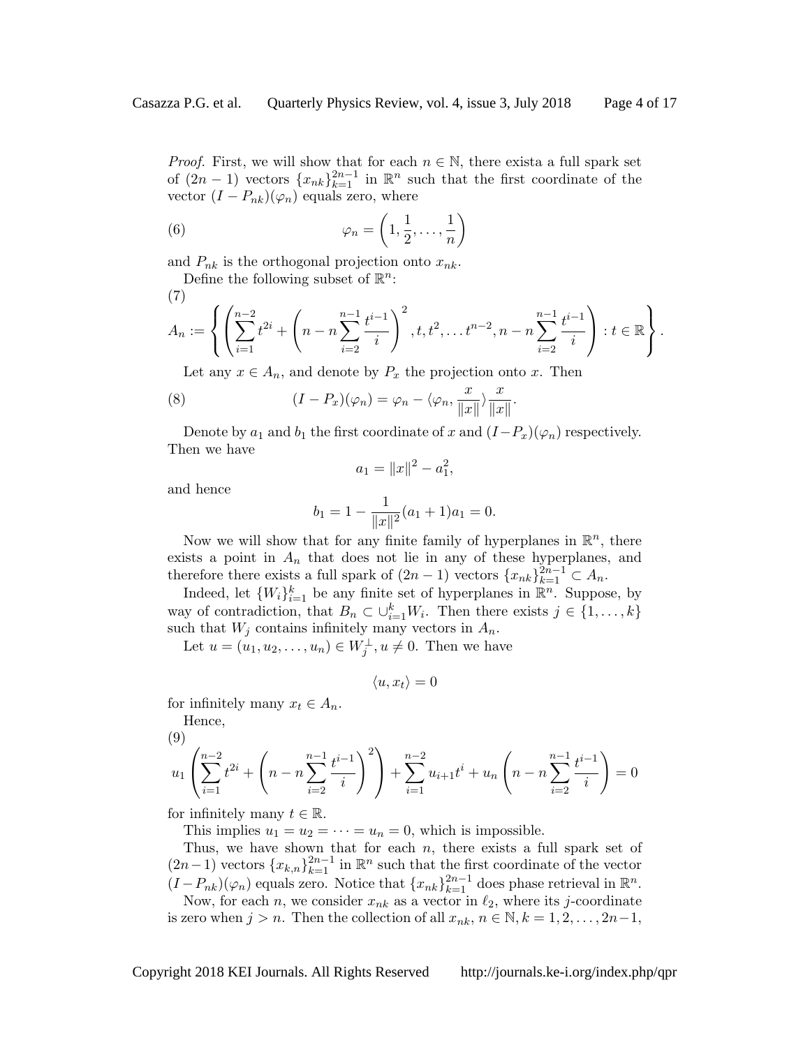*Proof.* First, we will show that for each $n \in \mathbb{N}$, there exista a full spark set of $(2n-1)$ vectors $\{x_{nk}\}_{k=1}^{2n-1}$ in $\mathbb{R}^n$ such that the first coordinate of the vector $(I - P_{nk})(\varphi_n)$ equals zero, where

$$\varphi_n = \left(1, \frac{1}{2}, \ldots, \frac{1}{n}\right) \tag{6}$$

and $P_{nk}$ is the orthogonal projection onto $x_{nk}$.

Define the following subset of $\mathbb{R}^n$:

$$A_n := \left\{ \left( \sum_{i=1}^{n-2} t^{2i} + \left( n - n\sum_{i=2}^{n-1} \frac{t^{i-1}}{i} \right)^2, t, t^2, \ldots t^{n-2}, n - n\sum_{i=2}^{n-1} \frac{t^{i-1}}{i} \right) : t \in \mathbb{R} \right\}. \tag{7}$$

Let any $x \in A_n$, and denote by $P_x$ the projection onto $x$. Then

$$(I - P_x)(\varphi_n) = \varphi_n - \langle \varphi_n, \frac{x}{\|x\|} \rangle \frac{x}{\|x\|}. \tag{8}$$

Denote by $a_1$ and $b_1$ the first coordinate of $x$ and $(I - P_x)(\varphi_n)$ respectively. Then we have

$$a_1 = \|x\|^2 - a_1^2,$$

and hence

$$b_1 = 1 - \frac{1}{\|x\|^2}(a_1 + 1)a_1 = 0.$$

Now we will show that for any finite family of hyperplanes in $\mathbb{R}^n$, there exists a point in $A_n$ that does not lie in any of these hyperplanes, and therefore there exists a full spark of $(2n-1)$ vectors $\{x_{nk}\}_{k=1}^{2n-1} \subset A_n$.

Indeed, let $\{W_i\}_{i=1}^{k}$ be any finite set of hyperplanes in $\mathbb{R}^n$. Suppose, by way of contradiction, that $B_n \subset \cup_{i=1}^{k} W_i$. Then there exists $j \in \{1, \ldots, k\}$ such that $W_j$ contains infinitely many vectors in $A_n$.

Let $u = (u_1, u_2, \ldots, u_n) \in W_j^{\perp}, u \neq 0$. Then we have

$$\langle u, x_t \rangle = 0$$

for infinitely many $x_t \in A_n$.

Hence,

$$u_1 \left( \sum_{i=1}^{n-2} t^{2i} + \left( n - n\sum_{i=2}^{n-1} \frac{t^{i-1}}{i} \right)^2 \right) + \sum_{i=1}^{n-2} u_{i+1} t^i + u_n \left( n - n\sum_{i=2}^{n-1} \frac{t^{i-1}}{i} \right) = 0 \tag{9}$$

for infinitely many $t \in \mathbb{R}$.

This implies $u_1 = u_2 = \cdots = u_n = 0$, which is impossible.

Thus, we have shown that for each $n$, there exists a full spark set of $(2n-1)$ vectors $\{x_{k,n}\}_{k=1}^{2n-1}$ in $\mathbb{R}^n$ such that the first coordinate of the vector $(I - P_{nk})(\varphi_n)$ equals zero. Notice that $\{x_{nk}\}_{k=1}^{2n-1}$ does phase retrieval in $\mathbb{R}^n$.

Now, for each $n$, we consider $x_{nk}$ as a vector in $\ell_2$, where its $j$-coordinate is zero when $j > n$. Then the collection of all $x_{nk}$, $n \in \mathbb{N}, k = 1, 2, \ldots, 2n-1$,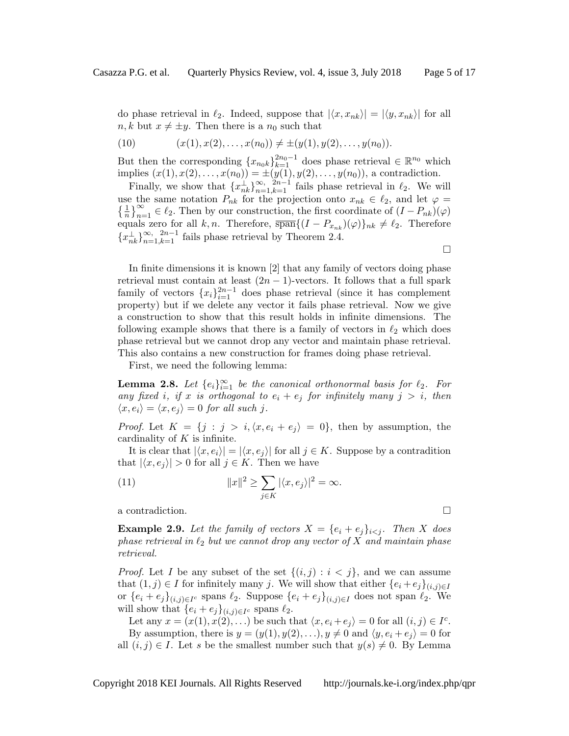do phase retrieval in $\ell_2$. Indeed, suppose that $|\langle x, x_{nk}\rangle| = |\langle y, x_{nk}\rangle|$ for all $n, k$ but $x \neq \pm y$. Then there is a $n_0$ such that

$$(x(1), x(2), \ldots, x(n_0)) \neq \pm(y(1), y(2), \ldots, y(n_0)). \tag{10}$$

But then the corresponding $\{x_{n_0k}\}_{k=1}^{2n_0-1}$ does phase retrieval $\in \mathbb{R}^{n_0}$ which implies $(x(1), x(2), \ldots, x(n_0)) = \pm(y(1), y(2), \ldots, y(n_0))$, a contradiction.

Finally, we show that $\{x_{nk}^{\perp}\}_{n=1,k=1}^{\infty,\ 2n-1}$ fails phase retrieval in $\ell_2$. We will use the same notation $P_{nk}$ for the projection onto $x_{nk} \in \ell_2$, and let $\varphi = \left\{\frac{1}{n}\right\}_{n=1}^{\infty} \in \ell_2$. Then by our construction, the first coordinate of $(I - P_{nk})(\varphi)$ equals zero for all $k, n$. Therefore, $\overline{\text{span}}\{(I - P_{x_{nk}})(\varphi)\}_{nk} \neq \ell_2$. Therefore $\{x_{nk}^{\perp}\}_{n=1,k=1}^{\infty,\ 2n-1}$ fails phase retrieval by Theorem 2.4.

□

In finite dimensions it is known [2] that any family of vectors doing phase retrieval must contain at least $(2n-1)$-vectors. It follows that a full spark family of vectors $\{x_i\}_{i=1}^{2n-1}$ does phase retrieval (since it has complement property) but if we delete any vector it fails phase retrieval. Now we give a construction to show that this result holds in infinite dimensions. The following example shows that there is a family of vectors in $\ell_2$ which does phase retrieval but we cannot drop any vector and maintain phase retrieval. This also contains a new construction for frames doing phase retrieval.

First, we need the following lemma:

**Lemma 2.8.** *Let $\{e_i\}_{i=1}^{\infty}$ be the canonical orthonormal basis for $\ell_2$. For any fixed $i$, if $x$ is orthogonal to $e_i + e_j$ for infinitely many $j > i$, then $\langle x, e_i\rangle = \langle x, e_j\rangle = 0$ for all such $j$.*

*Proof.* Let $K = \{j : j > i, \langle x, e_i + e_j\rangle = 0\}$, then by assumption, the cardinality of $K$ is infinite.

It is clear that $|\langle x, e_i\rangle| = |\langle x, e_j\rangle|$ for all $j \in K$. Suppose by a contradition that $|\langle x, e_j\rangle| > 0$ for all $j \in K$. Then we have

$$\|x\|^2 \geq \sum_{j \in K} |\langle x, e_j\rangle|^2 = \infty. \tag{11}$$

a contradiction. □

**Example 2.9.** *Let the family of vectors $X = \{e_i + e_j\}_{i<j}$. Then $X$ does phase retrieval in $\ell_2$ but we cannot drop any vector of $X$ and maintain phase retrieval.*

*Proof.* Let $I$ be any subset of the set $\{(i,j) : i < j\}$, and we can assume that $(1, j) \in I$ for infinitely many $j$. We will show that either $\{e_i + e_j\}_{(i,j)\in I}$ or $\{e_i + e_j\}_{(i,j)\in I^c}$ spans $\ell_2$. Suppose $\{e_i + e_j\}_{(i,j)\in I}$ does not span $\ell_2$. We will show that $\{e_i + e_j\}_{(i,j)\in I^c}$ spans $\ell_2$.

Let any $x = (x(1), x(2), \ldots)$ be such that $\langle x, e_i + e_j\rangle = 0$ for all $(i,j) \in I^c$.

By assumption, there is $y = (y(1), y(2), \ldots), y \neq 0$ and $\langle y, e_i + e_j\rangle = 0$ for all $(i,j) \in I$. Let $s$ be the smallest number such that $y(s) \neq 0$. By Lemma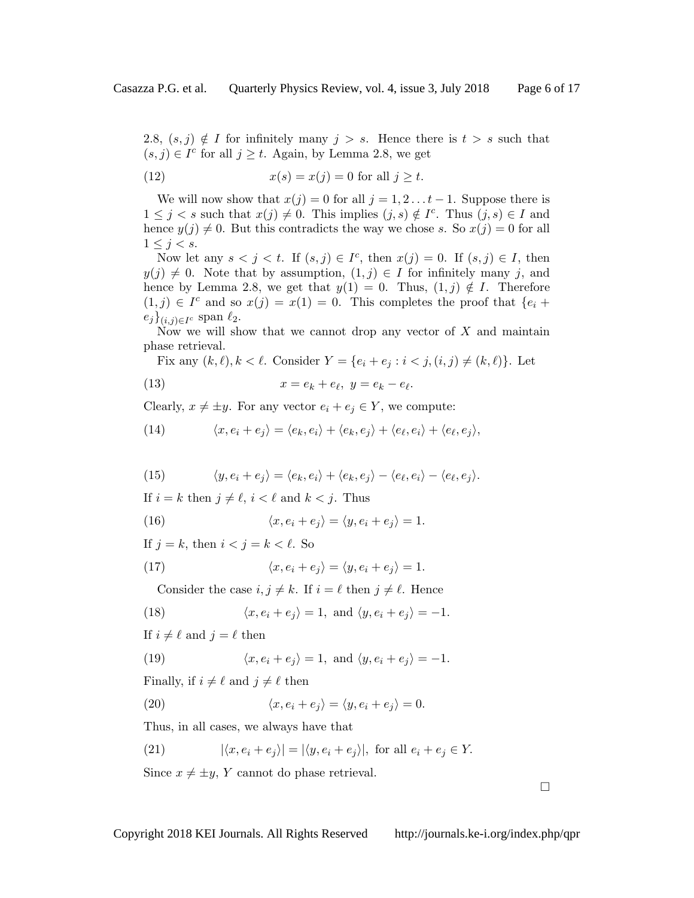2.8, $(s, j) \notin I$ for infinitely many $j > s$. Hence there is $t > s$ such that $(s, j) \in I^c$ for all $j \geq t$. Again, by Lemma 2.8, we get

$$x(s) = x(j) = 0 \text{ for all } j \geq t. \tag{12}$$

We will now show that $x(j) = 0$ for all $j = 1, 2 \ldots t-1$. Suppose there is $1 \leq j < s$ such that $x(j) \neq 0$. This implies $(j, s) \notin I^c$. Thus $(j, s) \in I$ and hence $y(j) \neq 0$. But this contradicts the way we chose $s$. So $x(j) = 0$ for all $1 \leq j < s$.

Now let any $s < j < t$. If $(s, j) \in I^c$, then $x(j) = 0$. If $(s, j) \in I$, then $y(j) \neq 0$. Note that by assumption, $(1, j) \in I$ for infinitely many $j$, and hence by Lemma 2.8, we get that $y(1) = 0$. Thus, $(1, j) \notin I$. Therefore $(1, j) \in I^c$ and so $x(j) = x(1) = 0$. This completes the proof that $\{e_i + e_j\}_{(i,j) \in I^c}$ span $\ell_2$.

Now we will show that we cannot drop any vector of $X$ and maintain phase retrieval.

Fix any $(k, \ell), k < \ell$. Consider $Y = \{e_i + e_j : i < j, (i, j) \neq (k, \ell)\}$. Let

$$x = e_k + e_\ell, \ y = e_k - e_\ell. \tag{13}$$

Clearly, $x \neq \pm y$. For any vector $e_i + e_j \in Y$, we compute:

$$\langle x, e_i + e_j \rangle = \langle e_k, e_i \rangle + \langle e_k, e_j \rangle + \langle e_\ell, e_i \rangle + \langle e_\ell, e_j \rangle, \tag{14}$$

$$\langle y, e_i + e_j \rangle = \langle e_k, e_i \rangle + \langle e_k, e_j \rangle - \langle e_\ell, e_i \rangle - \langle e_\ell, e_j \rangle. \tag{15}$$

If $i = k$ then $j \neq \ell$, $i < \ell$ and $k < j$. Thus

$$\langle x, e_i + e_j \rangle = \langle y, e_i + e_j \rangle = 1. \tag{16}$$

If $j = k$, then $i < j = k < \ell$. So

$$\langle x, e_i + e_j \rangle = \langle y, e_i + e_j \rangle = 1. \tag{17}$$

Consider the case $i, j \neq k$. If $i = \ell$ then $j \neq \ell$. Hence

$$\langle x, e_i + e_j \rangle = 1, \text{ and } \langle y, e_i + e_j \rangle = -1. \tag{18}$$

If $i \neq \ell$ and $j = \ell$ then

$$\langle x, e_i + e_j \rangle = 1, \text{ and } \langle y, e_i + e_j \rangle = -1. \tag{19}$$

Finally, if $i \neq \ell$ and $j \neq \ell$ then

$$\langle x, e_i + e_j \rangle = \langle y, e_i + e_j \rangle = 0. \tag{20}$$

Thus, in all cases, we always have that

$$|\langle x, e_i + e_j \rangle| = |\langle y, e_i + e_j \rangle|, \text{ for all } e_i + e_j \in Y. \tag{21}$$

Since $x \neq \pm y$, $Y$ cannot do phase retrieval.

□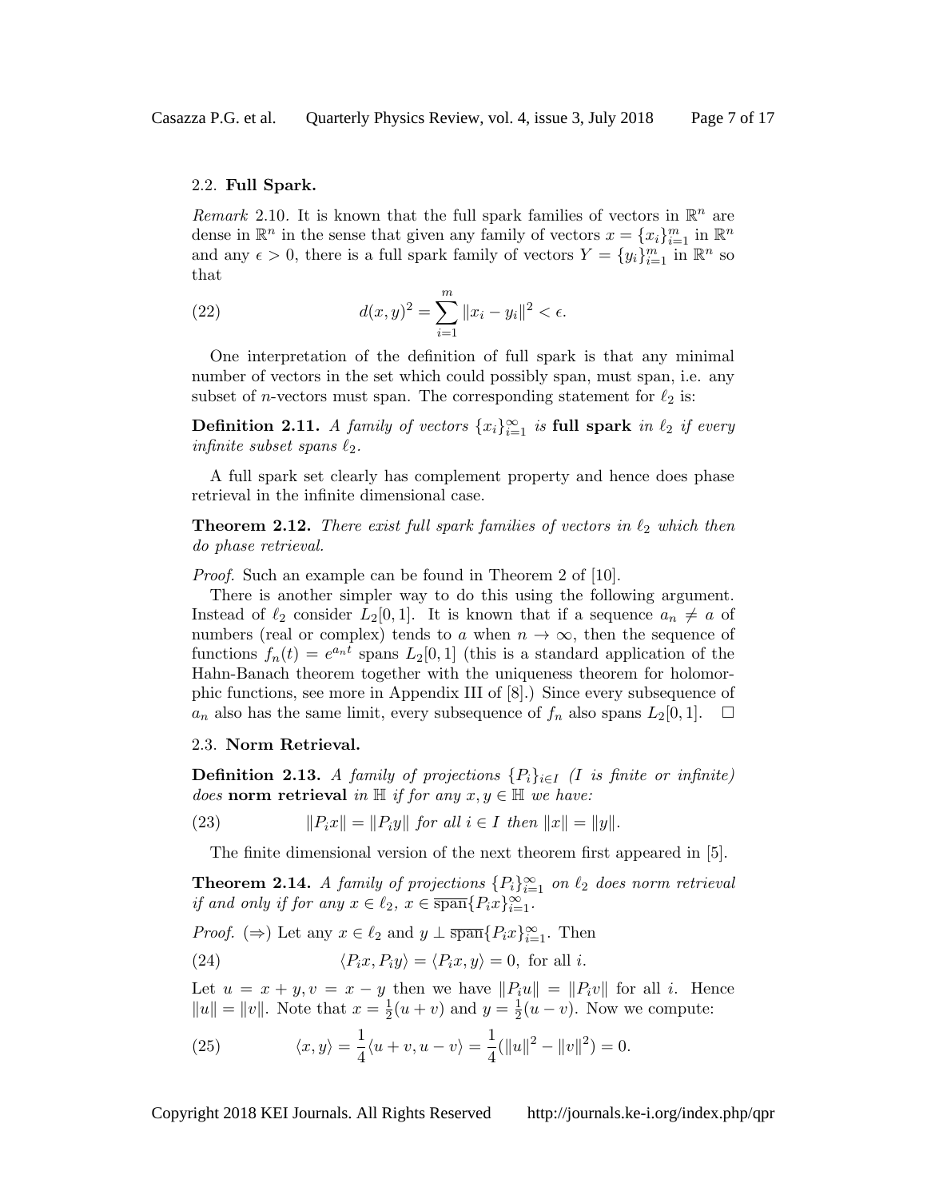### 2.2. **Full Spark.**

*Remark* 2.10. It is known that the full spark families of vectors in $\mathbb{R}^n$ are dense in $\mathbb{R}^n$ in the sense that given any family of vectors $x = \{x_i\}_{i=1}^m$ in $\mathbb{R}^n$ and any $\epsilon > 0$, there is a full spark family of vectors $Y = \{y_i\}_{i=1}^m$ in $\mathbb{R}^n$ so that

$$d(x,y)^2 = \sum_{i=1}^m \|x_i - y_i\|^2 < \epsilon. \tag{22}$$

One interpretation of the definition of full spark is that any minimal number of vectors in the set which could possibly span, must span, i.e. any subset of $n$-vectors must span. The corresponding statement for $\ell_2$ is:

**Definition 2.11.** *A family of vectors $\{x_i\}_{i=1}^\infty$ is* **full spark** *in $\ell_2$ if every infinite subset spans $\ell_2$.*

A full spark set clearly has complement property and hence does phase retrieval in the infinite dimensional case.

**Theorem 2.12.** *There exist full spark families of vectors in $\ell_2$ which then do phase retrieval.*

*Proof.* Such an example can be found in Theorem 2 of [10].

There is another simpler way to do this using the following argument. Instead of $\ell_2$ consider $L_2[0,1]$. It is known that if a sequence $a_n \neq a$ of numbers (real or complex) tends to $a$ when $n \to \infty$, then the sequence of functions $f_n(t) = e^{a_n t}$ spans $L_2[0,1]$ (this is a standard application of the Hahn-Banach theorem together with the uniqueness theorem for holomorphic functions, see more in Appendix III of [8].) Since every subsequence of $a_n$ also has the same limit, every subsequence of $f_n$ also spans $L_2[0,1]$. □

### 2.3. **Norm Retrieval.**

**Definition 2.13.** *A family of projections $\{P_i\}_{i\in I}$ ($I$ is finite or infinite) does* **norm retrieval** *in $\mathbb{H}$ if for any $x, y \in \mathbb{H}$ we have:*

$$\|P_i x\| = \|P_i y\| \text{ for all } i \in I \text{ then } \|x\| = \|y\|. \tag{23}$$

The finite dimensional version of the next theorem first appeared in [5].

**Theorem 2.14.** *A family of projections $\{P_i\}_{i=1}^\infty$ on $\ell_2$ does norm retrieval if and only if for any $x \in \ell_2$, $x \in \overline{\text{span}}\{P_i x\}_{i=1}^\infty$.*

*Proof.* ($\Rightarrow$) Let any $x \in \ell_2$ and $y \perp \overline{\text{span}}\{P_i x\}_{i=1}^\infty$. Then

$$\langle P_i x, P_i y\rangle = \langle P_i x, y\rangle = 0, \text{ for all } i. \tag{24}$$

Let $u = x + y, v = x - y$ then we have $\|P_i u\| = \|P_i v\|$ for all $i$. Hence $\|u\| = \|v\|$. Note that $x = \frac{1}{2}(u+v)$ and $y = \frac{1}{2}(u-v)$. Now we compute:

$$\langle x, y\rangle = \frac{1}{4}\langle u+v, u-v\rangle = \frac{1}{4}(\|u\|^2 - \|v\|^2) = 0. \tag{25}$$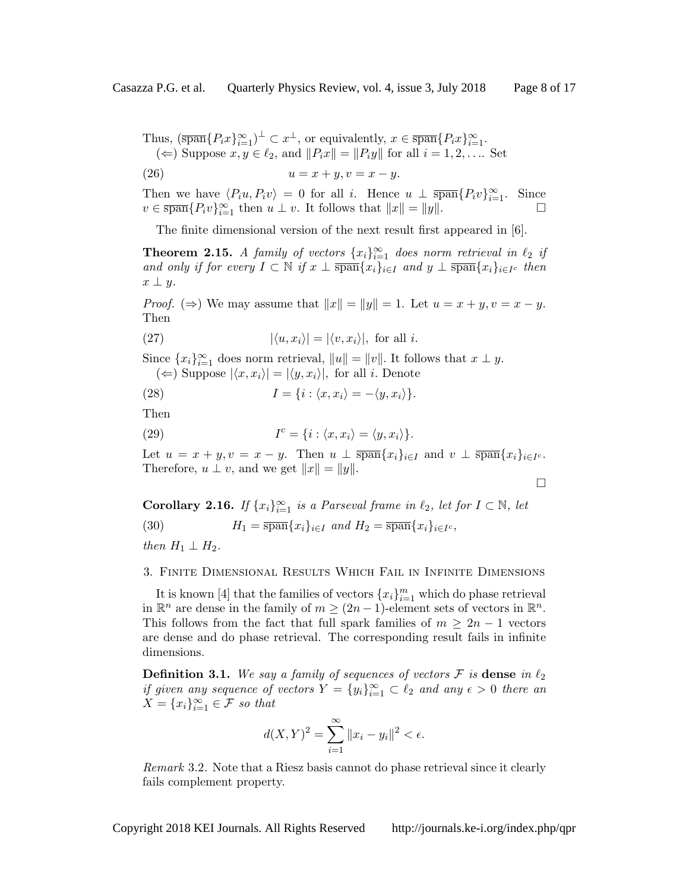Thus, $(\overline{\text{span}}\{P_i x\}_{i=1}^{\infty})^{\perp} \subset x^{\perp}$, or equivalently, $x \in \overline{\text{span}}\{P_i x\}_{i=1}^{\infty}$.

($\Leftarrow$) Suppose $x, y \in \ell_2$, and $\|P_i x\| = \|P_i y\|$ for all $i = 1, 2, \ldots$. Set

$$u = x + y, v = x - y. \tag{26}$$

Then we have $\langle P_i u, P_i v \rangle = 0$ for all $i$. Hence $u \perp \overline{\text{span}}\{P_i v\}_{i=1}^{\infty}$. Since $v \in \overline{\text{span}}\{P_i v\}_{i=1}^{\infty}$ then $u \perp v$. It follows that $\|x\| = \|y\|$. □

The finite dimensional version of the next result first appeared in [6].

**Theorem 2.15.** *A family of vectors $\{x_i\}_{i=1}^{\infty}$ does norm retrieval in $\ell_2$ if and only if for every $I \subset \mathbb{N}$ if $x \perp \overline{\text{span}}\{x_i\}_{i \in I}$ and $y \perp \overline{\text{span}}\{x_i\}_{i \in I^c}$ then $x \perp y$.*

*Proof.* ($\Rightarrow$) We may assume that $\|x\| = \|y\| = 1$. Let $u = x + y, v = x - y$. Then

$$|\langle u, x_i \rangle| = |\langle v, x_i \rangle|, \text{ for all } i. \tag{27}$$

Since $\{x_i\}_{i=1}^{\infty}$ does norm retrieval, $\|u\| = \|v\|$. It follows that $x \perp y$.

($\Leftarrow$) Suppose $|\langle x, x_i \rangle| = |\langle y, x_i \rangle|$, for all $i$. Denote

$$I = \{i : \langle x, x_i \rangle = -\langle y, x_i \rangle\}. \tag{28}$$

Then

$$I^c = \{i : \langle x, x_i \rangle = \langle y, x_i \rangle\}. \tag{29}$$

Let $u = x + y, v = x - y$. Then $u \perp \overline{\text{span}}\{x_i\}_{i \in I}$ and $v \perp \overline{\text{span}}\{x_i\}_{i \in I^c}$. Therefore, $u \perp v$, and we get $\|x\| = \|y\|$.

□

**Corollary 2.16.** *If $\{x_i\}_{i=1}^{\infty}$ is a Parseval frame in $\ell_2$, let for $I \subset \mathbb{N}$, let*

$$H_1 = \overline{\text{span}}\{x_i\}_{i \in I} \text{ and } H_2 = \overline{\text{span}}\{x_i\}_{i \in I^c}, \tag{30}$$

*then $H_1 \perp H_2$.*

## 3. Finite Dimensional Results Which Fail in Infinite Dimensions

It is known [4] that the families of vectors $\{x_i\}_{i=1}^{m}$ which do phase retrieval in $\mathbb{R}^n$ are dense in the family of $m \geq (2n-1)$-element sets of vectors in $\mathbb{R}^n$. This follows from the fact that full spark families of $m \geq 2n - 1$ vectors are dense and do phase retrieval. The corresponding result fails in infinite dimensions.

**Definition 3.1.** *We say a family of sequences of vectors $\mathcal{F}$ is* **dense** *in $\ell_2$ if given any sequence of vectors $Y = \{y_i\}_{i=1}^{\infty} \subset \ell_2$ and any $\epsilon > 0$ there an $X = \{x_i\}_{i=1}^{\infty} \in \mathcal{F}$ so that*

$$d(X, Y)^2 = \sum_{i=1}^{\infty} \|x_i - y_i\|^2 < \epsilon.$$

*Remark* 3.2. Note that a Riesz basis cannot do phase retrieval since it clearly fails complement property.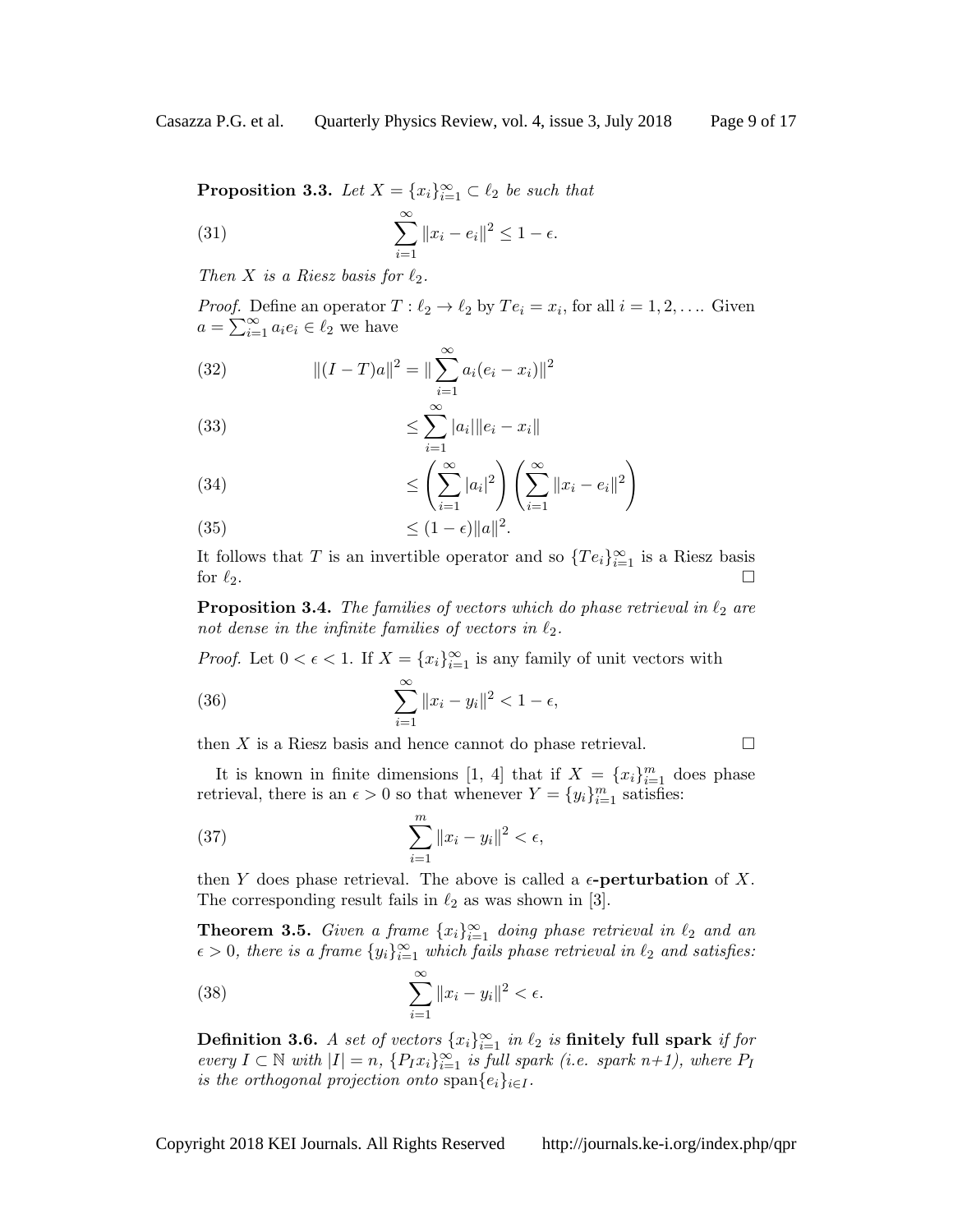**Proposition 3.3.** *Let $X = \{x_i\}_{i=1}^{\infty} \subset \ell_2$ be such that*

$$\sum_{i=1}^{\infty} \|x_i - e_i\|^2 \le 1 - \epsilon. \tag{31}$$

*Then $X$ is a Riesz basis for $\ell_2$.*

*Proof.* Define an operator $T : \ell_2 \to \ell_2$ by $Te_i = x_i$, for all $i = 1, 2, \ldots$. Given $a = \sum_{i=1}^{\infty} a_i e_i \in \ell_2$ we have

$$\|(I-T)a\|^2 = \|\sum_{i=1}^{\infty} a_i(e_i - x_i)\|^2 \tag{32}$$

$$\le \sum_{i=1}^{\infty} |a_i| \|e_i - x_i\| \tag{33}$$

$$\le \left(\sum_{i=1}^{\infty} |a_i|^2\right) \left(\sum_{i=1}^{\infty} \|x_i - e_i\|^2\right) \tag{34}$$

$$\le (1-\epsilon)\|a\|^2. \tag{35}$$

It follows that $T$ is an invertible operator and so $\{Te_i\}_{i=1}^{\infty}$ is a Riesz basis for $\ell_2$. □

**Proposition 3.4.** *The families of vectors which do phase retrieval in $\ell_2$ are not dense in the infinite families of vectors in $\ell_2$.*

*Proof.* Let $0 < \epsilon < 1$. If $X = \{x_i\}_{i=1}^{\infty}$ is any family of unit vectors with

$$\sum_{i=1}^{\infty} \|x_i - y_i\|^2 < 1 - \epsilon, \tag{36}$$

then $X$ is a Riesz basis and hence cannot do phase retrieval. □

It is known in finite dimensions [1, 4] that if $X = \{x_i\}_{i=1}^{m}$ does phase retrieval, there is an $\epsilon > 0$ so that whenever $Y = \{y_i\}_{i=1}^{m}$ satisfies:

$$\sum_{i=1}^{m} \|x_i - y_i\|^2 < \epsilon, \tag{37}$$

then $Y$ does phase retrieval. The above is called a **$\epsilon$-perturbation** of $X$. The corresponding result fails in $\ell_2$ as was shown in [3].

**Theorem 3.5.** *Given a frame $\{x_i\}_{i=1}^{\infty}$ doing phase retrieval in $\ell_2$ and an $\epsilon > 0$, there is a frame $\{y_i\}_{i=1}^{\infty}$ which fails phase retrieval in $\ell_2$ and satisfies:*

$$\sum_{i=1}^{\infty} \|x_i - y_i\|^2 < \epsilon. \tag{38}$$

**Definition 3.6.** *A set of vectors $\{x_i\}_{i=1}^{\infty}$ in $\ell_2$ is* **finitely full spark** *if for every $I \subset \mathbb{N}$ with $|I| = n$, $\{P_I x_i\}_{i=1}^{\infty}$ is full spark (i.e. spark n+1), where $P_I$ is the orthogonal projection onto* $\text{span}\{e_i\}_{i \in I}$.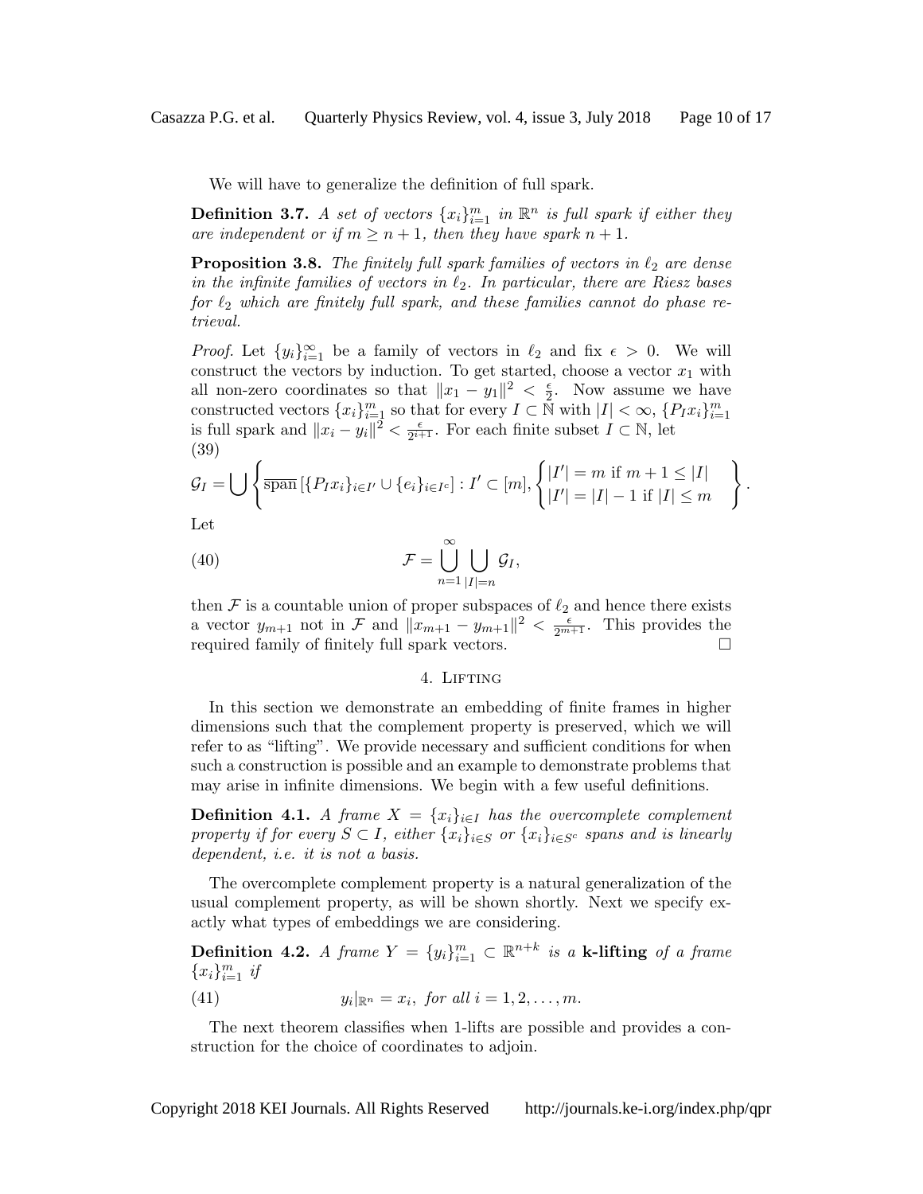We will have to generalize the definition of full spark.

**Definition 3.7.** *A set of vectors $\{x_i\}_{i=1}^m$ in $\mathbb{R}^n$ is full spark if either they are independent or if $m \geq n+1$, then they have spark $n+1$.*

**Proposition 3.8.** *The finitely full spark families of vectors in $\ell_2$ are dense in the infinite families of vectors in $\ell_2$. In particular, there are Riesz bases for $\ell_2$ which are finitely full spark, and these families cannot do phase retrieval.*

*Proof.* Let $\{y_i\}_{i=1}^\infty$ be a family of vectors in $\ell_2$ and fix $\epsilon > 0$. We will construct the vectors by induction. To get started, choose a vector $x_1$ with all non-zero coordinates so that $\|x_1 - y_1\|^2 < \frac{\epsilon}{2}$. Now assume we have constructed vectors $\{x_i\}_{i=1}^m$ so that for every $I \subset \mathbb{N}$ with $|I| < \infty$, $\{P_I x_i\}_{i=1}^m$ is full spark and $\|x_i - y_i\|^2 < \frac{\epsilon}{2^{i+1}}$. For each finite subset $I \subset \mathbb{N}$, let

(39)
$$\mathcal{G}_I = \bigcup \left\{ \overline{\text{span}}\left[\{P_I x_i\}_{i \in I'} \cup \{e_i\}_{i \in I^c}\right] : I' \subset [m], \begin{cases} |I'| = m \text{ if } m+1 \leq |I| \\ |I'| = |I| - 1 \text{ if } |I| \leq m \end{cases} \right\}.$$

Let

$$\mathcal{F} = \bigcup_{n=1}^{\infty} \bigcup_{|I|=n} \mathcal{G}_I, \tag{40}$$

then $\mathcal{F}$ is a countable union of proper subspaces of $\ell_2$ and hence there exists a vector $y_{m+1}$ not in $\mathcal{F}$ and $\|x_{m+1} - y_{m+1}\|^2 < \frac{\epsilon}{2^{m+1}}$. This provides the required family of finitely full spark vectors. □

## 4. Lifting

In this section we demonstrate an embedding of finite frames in higher dimensions such that the complement property is preserved, which we will refer to as "lifting". We provide necessary and sufficient conditions for when such a construction is possible and an example to demonstrate problems that may arise in infinite dimensions. We begin with a few useful definitions.

**Definition 4.1.** *A frame $X = \{x_i\}_{i \in I}$ has the overcomplete complement property if for every $S \subset I$, either $\{x_i\}_{i \in S}$ or $\{x_i\}_{i \in S^c}$ spans and is linearly dependent, i.e. it is not a basis.*

The overcomplete complement property is a natural generalization of the usual complement property, as will be shown shortly. Next we specify exactly what types of embeddings we are considering.

**Definition 4.2.** *A frame $Y = \{y_i\}_{i=1}^m \subset \mathbb{R}^{n+k}$ is a* **k-lifting** *of a frame $\{x_i\}_{i=1}^m$ if*

$$y_i|_{\mathbb{R}^n} = x_i, \text{ for all } i = 1, 2, \ldots, m. \tag{41}$$

The next theorem classifies when 1-lifts are possible and provides a construction for the choice of coordinates to adjoin.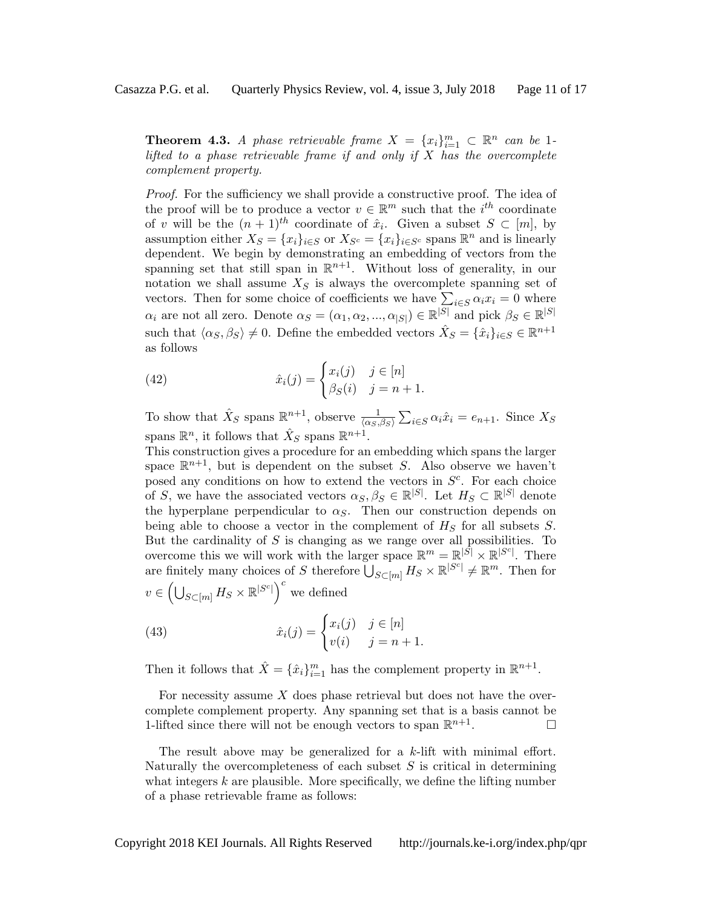**Theorem 4.3.** *A phase retrievable frame $X = \{x_i\}_{i=1}^m \subset \mathbb{R}^n$ can be 1-lifted to a phase retrievable frame if and only if $X$ has the overcomplete complement property.*

*Proof.* For the sufficiency we shall provide a constructive proof. The idea of the proof will be to produce a vector $v \in \mathbb{R}^m$ such that the $i^{th}$ coordinate of $v$ will be the $(n+1)^{th}$ coordinate of $\hat{x}_i$. Given a subset $S \subset [m]$, by assumption either $X_S = \{x_i\}_{i\in S}$ or $X_{S^c} = \{x_i\}_{i\in S^c}$ spans $\mathbb{R}^n$ and is linearly dependent. We begin by demonstrating an embedding of vectors from the spanning set that still span in $\mathbb{R}^{n+1}$. Without loss of generality, in our notation we shall assume $X_S$ is always the overcomplete spanning set of vectors. Then for some choice of coefficients we have $\sum_{i\in S} \alpha_i x_i = 0$ where $\alpha_i$ are not all zero. Denote $\alpha_S = (\alpha_1, \alpha_2, ..., \alpha_{|S|}) \in \mathbb{R}^{|S|}$ and pick $\beta_S \in \mathbb{R}^{|S|}$ such that $\langle \alpha_S, \beta_S \rangle \neq 0$. Define the embedded vectors $\hat{X}_S = \{\hat{x}_i\}_{i\in S} \in \mathbb{R}^{n+1}$ as follows

$$\hat{x}_i(j) = \begin{cases} x_i(j) & j \in [n] \\ \beta_S(i) & j = n+1. \end{cases} \tag{42}$$

To show that $\hat{X}_S$ spans $\mathbb{R}^{n+1}$, observe $\frac{1}{\langle \alpha_S, \beta_S \rangle} \sum_{i\in S} \alpha_i \hat{x}_i = e_{n+1}$. Since $X_S$ spans $\mathbb{R}^n$, it follows that $\hat{X}_S$ spans $\mathbb{R}^{n+1}$.

This construction gives a procedure for an embedding which spans the larger space $\mathbb{R}^{n+1}$, but is dependent on the subset $S$. Also observe we haven't posed any conditions on how to extend the vectors in $S^c$. For each choice of $S$, we have the associated vectors $\alpha_S, \beta_S \in \mathbb{R}^{|S|}$. Let $H_S \subset \mathbb{R}^{|S|}$ denote the hyperplane perpendicular to $\alpha_S$. Then our construction depends on being able to choose a vector in the complement of $H_S$ for all subsets $S$. But the cardinality of $S$ is changing as we range over all possibilities. To overcome this we will work with the larger space $\mathbb{R}^m = \mathbb{R}^{|S|} \times \mathbb{R}^{|S^c|}$. There are finitely many choices of $S$ therefore $\bigcup_{S\subset[m]} H_S \times \mathbb{R}^{|S^c|} \neq \mathbb{R}^m$. Then for $v \in \left(\bigcup_{S\subset[m]} H_S \times \mathbb{R}^{|S^c|}\right)^c$ we defined

$$\hat{x}_i(j) = \begin{cases} x_i(j) & j \in [n] \\ v(i) & j = n+1. \end{cases} \tag{43}$$

Then it follows that $\hat{X} = \{\hat{x}_i\}_{i=1}^m$ has the complement property in $\mathbb{R}^{n+1}$.

For necessity assume $X$ does phase retrieval but does not have the overcomplete complement property. Any spanning set that is a basis cannot be 1-lifted since there will not be enough vectors to span $\mathbb{R}^{n+1}$. $\square$

The result above may be generalized for a $k$-lift with minimal effort. Naturally the overcompleteness of each subset $S$ is critical in determining what integers $k$ are plausible. More specifically, we define the lifting number of a phase retrievable frame as follows: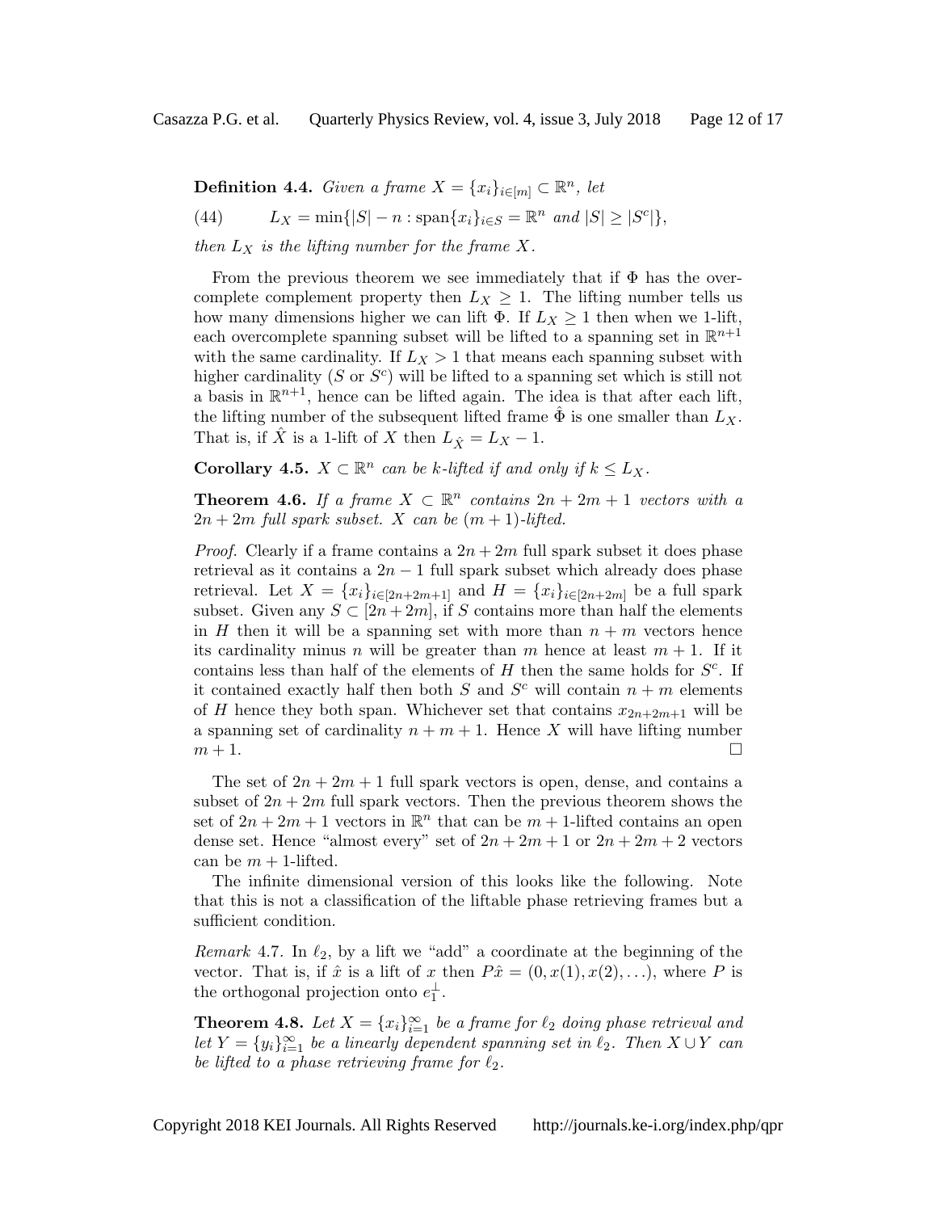**Definition 4.4.** *Given a frame $X = \{x_i\}_{i \in [m]} \subset \mathbb{R}^n$, let*

$$L_X = \min\{|S| - n : \text{span}\{x_i\}_{i \in S} = \mathbb{R}^n \text{ and } |S| \geq |S^c|\}, \tag{44}$$

*then $L_X$ is the lifting number for the frame $X$.*

From the previous theorem we see immediately that if $\Phi$ has the overcomplete complement property then $L_X \geq 1$. The lifting number tells us how many dimensions higher we can lift $\Phi$. If $L_X \geq 1$ then when we 1-lift, each overcomplete spanning subset will be lifted to a spanning set in $\mathbb{R}^{n+1}$ with the same cardinality. If $L_X > 1$ that means each spanning subset with higher cardinality ($S$ or $S^c$) will be lifted to a spanning set which is still not a basis in $\mathbb{R}^{n+1}$, hence can be lifted again. The idea is that after each lift, the lifting number of the subsequent lifted frame $\hat{\Phi}$ is one smaller than $L_X$. That is, if $\hat{X}$ is a 1-lift of $X$ then $L_{\hat{X}} = L_X - 1$.

**Corollary 4.5.** *$X \subset \mathbb{R}^n$ can be $k$-lifted if and only if $k \leq L_X$.*

**Theorem 4.6.** *If a frame $X \subset \mathbb{R}^n$ contains $2n + 2m + 1$ vectors with a $2n + 2m$ full spark subset. $X$ can be $(m + 1)$-lifted.*

*Proof.* Clearly if a frame contains a $2n + 2m$ full spark subset it does phase retrieval as it contains a $2n - 1$ full spark subset which already does phase retrieval. Let $X = \{x_i\}_{i \in [2n+2m+1]}$ and $H = \{x_i\}_{i \in [2n+2m]}$ be a full spark subset. Given any $S \subset [2n + 2m]$, if $S$ contains more than half the elements in $H$ then it will be a spanning set with more than $n + m$ vectors hence its cardinality minus $n$ will be greater than $m$ hence at least $m + 1$. If it contains less than half of the elements of $H$ then the same holds for $S^c$. If it contained exactly half then both $S$ and $S^c$ will contain $n + m$ elements of $H$ hence they both span. Whichever set that contains $x_{2n+2m+1}$ will be a spanning set of cardinality $n + m + 1$. Hence $X$ will have lifting number $m + 1$. □

The set of $2n + 2m + 1$ full spark vectors is open, dense, and contains a subset of $2n + 2m$ full spark vectors. Then the previous theorem shows the set of $2n + 2m + 1$ vectors in $\mathbb{R}^n$ that can be $m + 1$-lifted contains an open dense set. Hence "almost every" set of $2n + 2m + 1$ or $2n + 2m + 2$ vectors can be $m + 1$-lifted.

The infinite dimensional version of this looks like the following. Note that this is not a classification of the liftable phase retrieving frames but a sufficient condition.

*Remark* 4.7. In $\ell_2$, by a lift we "add" a coordinate at the beginning of the vector. That is, if $\hat{x}$ is a lift of $x$ then $P\hat{x} = (0, x(1), x(2), \ldots)$, where $P$ is the orthogonal projection onto $e_1^{\perp}$.

**Theorem 4.8.** *Let $X = \{x_i\}_{i=1}^{\infty}$ be a frame for $\ell_2$ doing phase retrieval and let $Y = \{y_i\}_{i=1}^{\infty}$ be a linearly dependent spanning set in $\ell_2$. Then $X \cup Y$ can be lifted to a phase retrieving frame for $\ell_2$.*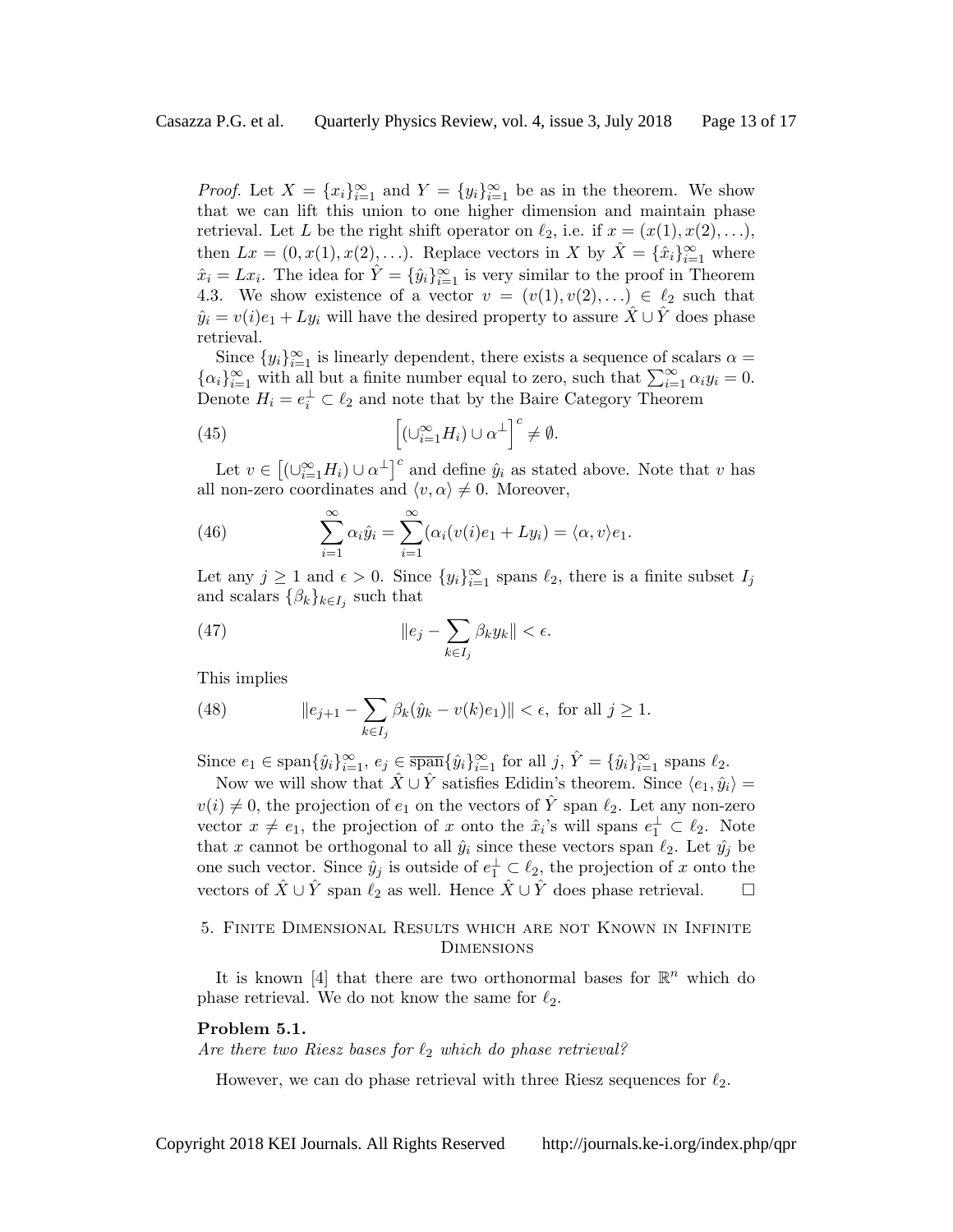*Proof.* Let $X = \{x_i\}_{i=1}^\infty$ and $Y = \{y_i\}_{i=1}^\infty$ be as in the theorem. We show that we can lift this union to one higher dimension and maintain phase retrieval. Let $L$ be the right shift operator on $\ell_2$, i.e. if $x = (x(1), x(2), \ldots)$, then $Lx = (0, x(1), x(2), \ldots)$. Replace vectors in $X$ by $\hat{X} = \{\hat{x}_i\}_{i=1}^\infty$ where $\hat{x}_i = Lx_i$. The idea for $\hat{Y} = \{\hat{y}_i\}_{i=1}^\infty$ is very similar to the proof in Theorem 4.3. We show existence of a vector $v = (v(1), v(2), \ldots) \in \ell_2$ such that $\hat{y}_i = v(i)e_1 + Ly_i$ will have the desired property to assure $\hat{X} \cup \hat{Y}$ does phase retrieval.

Since $\{y_i\}_{i=1}^\infty$ is linearly dependent, there exists a sequence of scalars $\alpha = \{\alpha_i\}_{i=1}^\infty$ with all but a finite number equal to zero, such that $\sum_{i=1}^\infty \alpha_i y_i = 0$. Denote $H_i = e_i^\perp \subset \ell_2$ and note that by the Baire Category Theorem

$$\left[(\cup_{i=1}^\infty H_i) \cup \alpha^\perp\right]^c \neq \emptyset. \tag{45}$$

Let $v \in \left[(\cup_{i=1}^\infty H_i) \cup \alpha^\perp\right]^c$ and define $\hat{y}_i$ as stated above. Note that $v$ has all non-zero coordinates and $\langle v, \alpha \rangle \neq 0$. Moreover,

$$\sum_{i=1}^\infty \alpha_i \hat{y}_i = \sum_{i=1}^\infty (\alpha_i (v(i)e_1 + Ly_i) = \langle \alpha, v \rangle e_1. \tag{46}$$

Let any $j \geq 1$ and $\epsilon > 0$. Since $\{y_i\}_{i=1}^\infty$ spans $\ell_2$, there is a finite subset $I_j$ and scalars $\{\beta_k\}_{k \in I_j}$ such that

$$\|e_j - \sum_{k \in I_j} \beta_k y_k\| < \epsilon. \tag{47}$$

This implies

$$\|e_{j+1} - \sum_{k \in I_j} \beta_k (\hat{y}_k - v(k)e_1)\| < \epsilon, \text{ for all } j \geq 1. \tag{48}$$

Since $e_1 \in \text{span}\{\hat{y}_i\}_{i=1}^\infty$, $e_j \in \overline{\text{span}}\{\hat{y}_i\}_{i=1}^\infty$ for all $j$, $\hat{Y} = \{\hat{y}_i\}_{i=1}^\infty$ spans $\ell_2$.

Now we will show that $\hat{X} \cup \hat{Y}$ satisfies Edidin's theorem. Since $\langle e_1, \hat{y}_i \rangle = v(i) \neq 0$, the projection of $e_1$ on the vectors of $\hat{Y}$ span $\ell_2$. Let any non-zero vector $x \neq e_1$, the projection of $x$ onto the $\hat{x}_i$'s will spans $e_1^\perp \subset \ell_2$. Note that $x$ cannot be orthogonal to all $\hat{y}_i$ since these vectors span $\ell_2$. Let $\hat{y}_j$ be one such vector. Since $\hat{y}_j$ is outside of $e_1^\perp \subset \ell_2$, the projection of $x$ onto the vectors of $\hat{X} \cup \hat{Y}$ span $\ell_2$ as well. Hence $\hat{X} \cup \hat{Y}$ does phase retrieval. □

## 5. Finite Dimensional Results which are not Known in Infinite Dimensions

It is known [4] that there are two orthonormal bases for $\mathbb{R}^n$ which do phase retrieval. We do not know the same for $\ell_2$.

**Problem 5.1.**
*Are there two Riesz bases for $\ell_2$ which do phase retrieval?*

However, we can do phase retrieval with three Riesz sequences for $\ell_2$.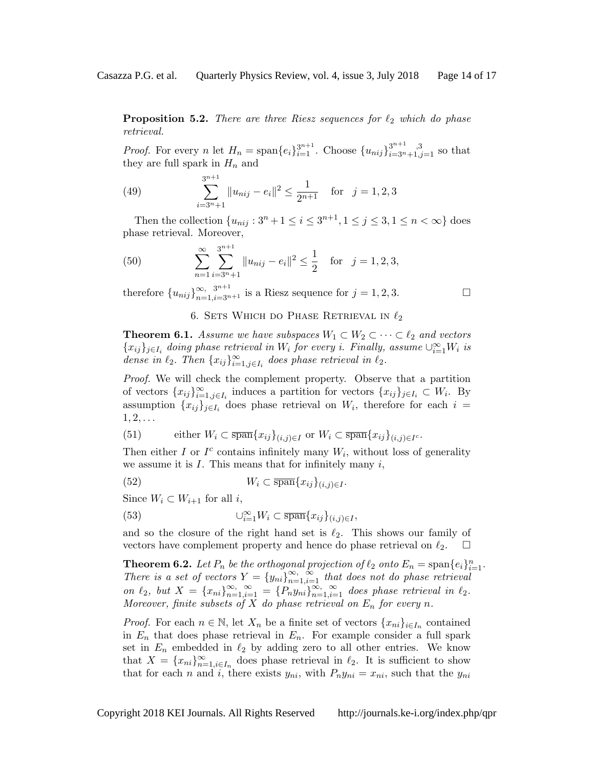**Proposition 5.2.** *There are three Riesz sequences for $\ell_2$ which do phase retrieval.*

*Proof.* For every $n$ let $H_n = \text{span}\{e_i\}_{i=1}^{3^{n+1}}$. Choose $\{u_{nij}\}_{i=3^n+1,j=1}^{3^{n+1},3}$ so that they are full spark in $H_n$ and

$$\sum_{i=3^n+1}^{3^{n+1}} \|u_{nij} - e_i\|^2 \leq \frac{1}{2^{n+1}} \quad \text{for} \quad j = 1, 2, 3 \tag{49}$$

Then the collection $\{u_{nij} : 3^n + 1 \leq i \leq 3^{n+1}, 1 \leq j \leq 3, 1 \leq n < \infty\}$ does phase retrieval. Moreover,

$$\sum_{n=1}^{\infty} \sum_{i=3^n+1}^{3^{n+1}} \|u_{nij} - e_i\|^2 \leq \frac{1}{2} \quad \text{for} \quad j = 1, 2, 3, \tag{50}$$

therefore $\{u_{nij}\}_{n=1,i=3^{n+1}}^{\infty,\ 3^{n+1}}$ is a Riesz sequence for $j = 1, 2, 3$. $\square$

## 6. Sets Which do Phase Retrieval in $\ell_2$

**Theorem 6.1.** *Assume we have subspaces $W_1 \subset W_2 \subset \cdots \subset \ell_2$ and vectors $\{x_{ij}\}_{j \in I_i}$ doing phase retrieval in $W_i$ for every $i$. Finally, assume $\cup_{i=1}^{\infty} W_i$ is dense in $\ell_2$. Then $\{x_{ij}\}_{i=1,j \in I_i}^{\infty}$ does phase retrieval in $\ell_2$.*

*Proof.* We will check the complement property. Observe that a partition of vectors $\{x_{ij}\}_{i=1,j\in I_i}^{\infty}$ induces a partition for vectors $\{x_{ij}\}_{j \in I_i} \subset W_i$. By assumption $\{x_{ij}\}_{j \in I_i}$ does phase retrieval on $W_i$, therefore for each $i = 1, 2, \ldots$

$$\text{either } W_i \subset \overline{\text{span}}\{x_{ij}\}_{(i,j) \in I} \text{ or } W_i \subset \overline{\text{span}}\{x_{ij}\}_{(i,j) \in I^c}. \tag{51}$$

Then either $I$ or $I^c$ contains infinitely many $W_i$, without loss of generality we assume it is $I$. This means that for infinitely many $i$,

$$W_i \subset \overline{\text{span}}\{x_{ij}\}_{(i,j) \in I}. \tag{52}$$

Since $W_i \subset W_{i+1}$ for all $i$,

$$\cup_{i=1}^{\infty} W_i \subset \overline{\text{span}}\{x_{ij}\}_{(i,j) \in I}, \tag{53}$$

and so the closure of the right hand set is $\ell_2$. This shows our family of vectors have complement property and hence do phase retrieval on $\ell_2$. $\square$

**Theorem 6.2.** *Let $P_n$ be the orthogonal projection of $\ell_2$ onto $E_n = \text{span}\{e_i\}_{i=1}^{n}$. There is a set of vectors $Y = \{y_{ni}\}_{n=1,i=1}^{\infty,\ \infty}$ that does not do phase retrieval on $\ell_2$, but $X = \{x_{ni}\}_{n=1,i=1}^{\infty,\ \infty} = \{P_n y_{ni}\}_{n=1,i=1}^{\infty,\ \infty}$ does phase retrieval in $\ell_2$. Moreover, finite subsets of $X$ do phase retrieval on $E_n$ for every $n$.*

*Proof.* For each $n \in \mathbb{N}$, let $X_n$ be a finite set of vectors $\{x_{ni}\}_{i \in I_n}$ contained in $E_n$ that does phase retrieval in $E_n$. For example consider a full spark set in $E_n$ embedded in $\ell_2$ by adding zero to all other entries. We know that $X = \{x_{ni}\}_{n=1,i\in I_n}^{\infty}$ does phase retrieval in $\ell_2$. It is sufficient to show that for each $n$ and $i$, there exists $y_{ni}$, with $P_n y_{ni} = x_{ni}$, such that the $y_{ni}$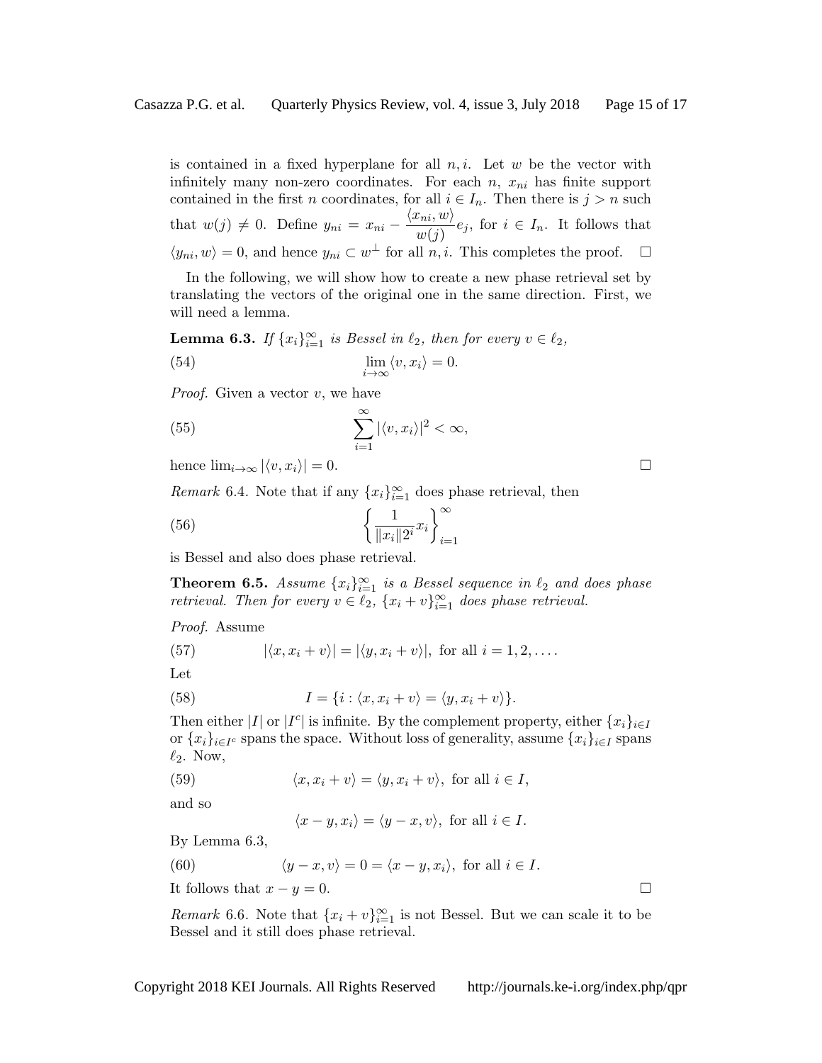is contained in a fixed hyperplane for all $n, i$. Let $w$ be the vector with infinitely many non-zero coordinates. For each $n$, $x_{ni}$ has finite support contained in the first $n$ coordinates, for all $i \in I_n$. Then there is $j > n$ such that $w(j) \neq 0$. Define $y_{ni} = x_{ni} - \dfrac{\langle x_{ni}, w \rangle}{w(j)} e_j$, for $i \in I_n$. It follows that $\langle y_{ni}, w \rangle = 0$, and hence $y_{ni} \subset w^{\perp}$ for all $n, i$. This completes the proof. $\square$

In the following, we will show how to create a new phase retrieval set by translating the vectors of the original one in the same direction. First, we will need a lemma.

**Lemma 6.3.** *If $\{x_i\}_{i=1}^{\infty}$ is Bessel in $\ell_2$, then for every $v \in \ell_2$,*

$$\lim_{i \to \infty} \langle v, x_i \rangle = 0. \tag{54}$$

*Proof.* Given a vector $v$, we have

$$\sum_{i=1}^{\infty} |\langle v, x_i \rangle|^2 < \infty, \tag{55}$$

hence $\lim_{i \to \infty} |\langle v, x_i \rangle| = 0$. $\square$

*Remark* 6.4. Note that if any $\{x_i\}_{i=1}^{\infty}$ does phase retrieval, then

$$\left\{ \frac{1}{\|x_i\| 2^i} x_i \right\}_{i=1}^{\infty} \tag{56}$$

is Bessel and also does phase retrieval.

**Theorem 6.5.** *Assume $\{x_i\}_{i=1}^{\infty}$ is a Bessel sequence in $\ell_2$ and does phase retrieval. Then for every $v \in \ell_2$, $\{x_i + v\}_{i=1}^{\infty}$ does phase retrieval.*

*Proof.* Assume

$$|\langle x, x_i + v \rangle| = |\langle y, x_i + v \rangle|, \text{ for all } i = 1, 2, \ldots. \tag{57}$$

Let

$$I = \{i : \langle x, x_i + v \rangle = \langle y, x_i + v \rangle\}. \tag{58}$$

Then either $|I|$ or $|I^c|$ is infinite. By the complement property, either $\{x_i\}_{i \in I}$ or $\{x_i\}_{i \in I^c}$ spans the space. Without loss of generality, assume $\{x_i\}_{i \in I}$ spans $\ell_2$. Now,

$$\langle x, x_i + v \rangle = \langle y, x_i + v \rangle, \text{ for all } i \in I, \tag{59}$$

and so

$$\langle x - y, x_i \rangle = \langle y - x, v \rangle, \text{ for all } i \in I.$$

By Lemma 6.3,

$$\langle y - x, v \rangle = 0 = \langle x - y, x_i \rangle, \text{ for all } i \in I. \tag{60}$$

It follows that $x - y = 0$. $\square$

*Remark* 6.6. Note that $\{x_i + v\}_{i=1}^{\infty}$ is not Bessel. But we can scale it to be Bessel and it still does phase retrieval.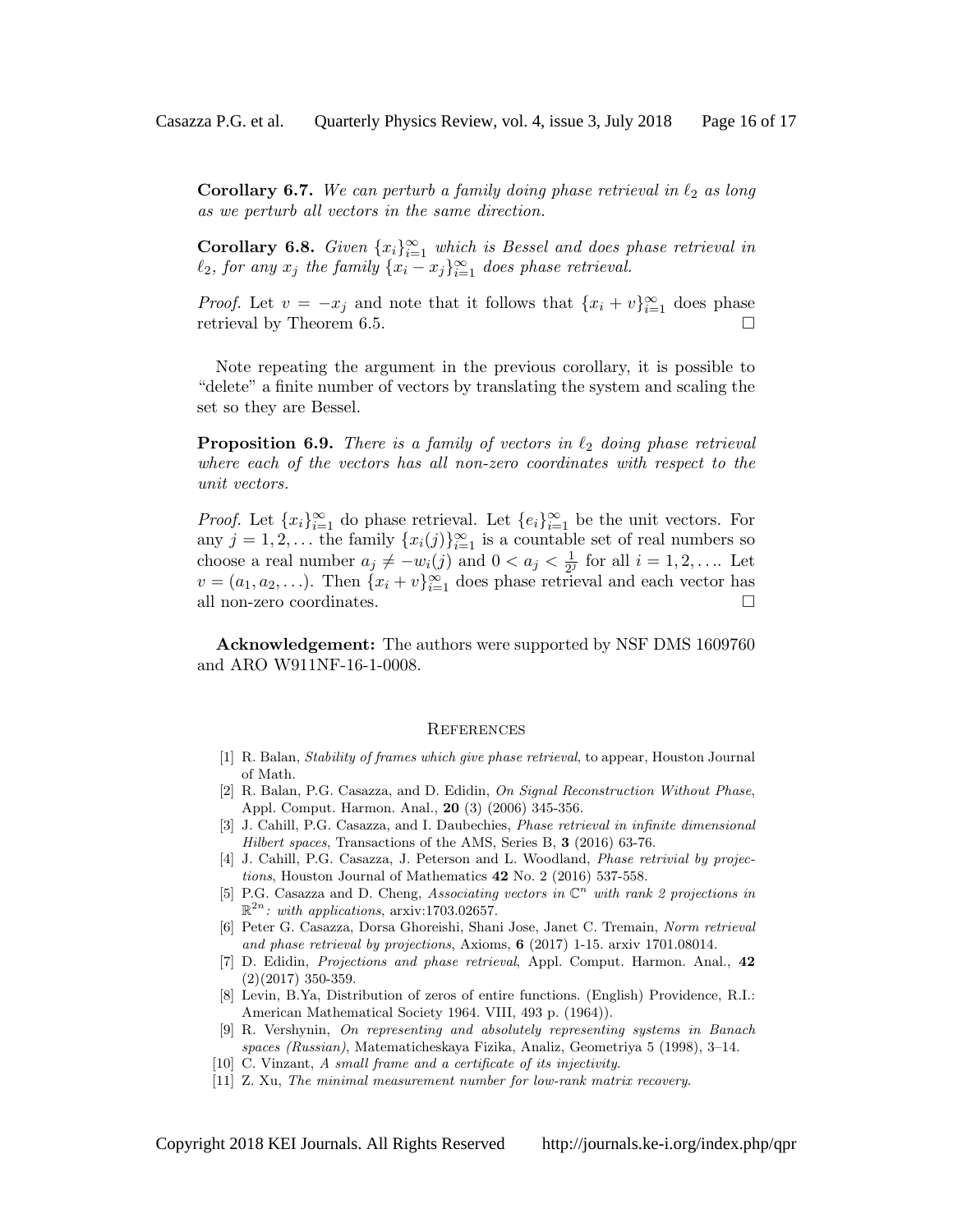**Corollary 6.7.** *We can perturb a family doing phase retrieval in $\ell_2$ as long as we perturb all vectors in the same direction.*

**Corollary 6.8.** *Given $\{x_i\}_{i=1}^{\infty}$ which is Bessel and does phase retrieval in $\ell_2$, for any $x_j$ the family $\{x_i - x_j\}_{i=1}^{\infty}$ does phase retrieval.*

*Proof.* Let $v = -x_j$ and note that it follows that $\{x_i + v\}_{i=1}^{\infty}$ does phase retrieval by Theorem 6.5. □

Note repeating the argument in the previous corollary, it is possible to "delete" a finite number of vectors by translating the system and scaling the set so they are Bessel.

**Proposition 6.9.** *There is a family of vectors in $\ell_2$ doing phase retrieval where each of the vectors has all non-zero coordinates with respect to the unit vectors.*

*Proof.* Let $\{x_i\}_{i=1}^{\infty}$ do phase retrieval. Let $\{e_i\}_{i=1}^{\infty}$ be the unit vectors. For any $j = 1, 2, \ldots$ the family $\{x_i(j)\}_{i=1}^{\infty}$ is a countable set of real numbers so choose a real number $a_j \neq -w_i(j)$ and $0 < a_j < \frac{1}{2^j}$ for all $i = 1, 2, \ldots$. Let $v = (a_1, a_2, \ldots)$. Then $\{x_i + v\}_{i=1}^{\infty}$ does phase retrieval and each vector has all non-zero coordinates. □

**Acknowledgement:** The authors were supported by NSF DMS 1609760 and ARO W911NF-16-1-0008.

## References

[1] R. Balan, *Stability of frames which give phase retrieval*, to appear, Houston Journal of Math.

[2] R. Balan, P.G. Casazza, and D. Edidin, *On Signal Reconstruction Without Phase*, Appl. Comput. Harmon. Anal., **20** (3) (2006) 345-356.

[3] J. Cahill, P.G. Casazza, and I. Daubechies, *Phase retrieval in infinite dimensional Hilbert spaces*, Transactions of the AMS, Series B, **3** (2016) 63-76.

[4] J. Cahill, P.G. Casazza, J. Peterson and L. Woodland, *Phase retrivial by projections*, Houston Journal of Mathematics **42** No. 2 (2016) 537-558.

[5] P.G. Casazza and D. Cheng, *Associating vectors in $\mathbb{C}^n$ with rank 2 projections in $\mathbb{R}^{2n}$: with applications*, arxiv:1703.02657.

[6] Peter G. Casazza, Dorsa Ghoreishi, Shani Jose, Janet C. Tremain, *Norm retrieval and phase retrieval by projections*, Axioms, **6** (2017) 1-15. arxiv 1701.08014.

[7] D. Edidin, *Projections and phase retrieval*, Appl. Comput. Harmon. Anal., **42** (2)(2017) 350-359.

[8] Levin, B.Ya, Distribution of zeros of entire functions. (English) Providence, R.I.: American Mathematical Society 1964. VIII, 493 p. (1964)).

[9] R. Vershynin, *On representing and absolutely representing systems in Banach spaces (Russian)*, Matematicheskaya Fizika, Analiz, Geometriya 5 (1998), 3–14.

[10] C. Vinzant, *A small frame and a certificate of its injectivity.*

[11] Z. Xu, *The minimal measurement number for low-rank matrix recovery.*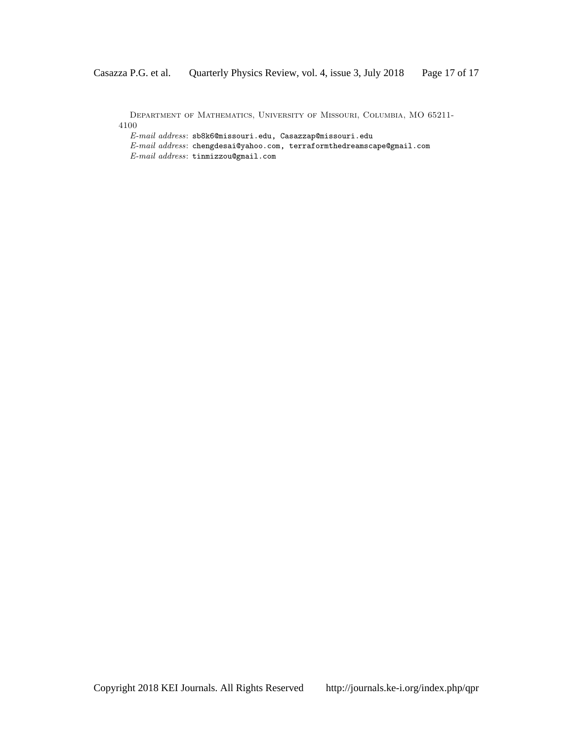Department of Mathematics, University of Missouri, Columbia, MO 65211-4100

*E-mail address*: sb8k6@missouri.edu, Casazzap@missouri.edu

*E-mail address*: chengdesai@yahoo.com, terraformthedreamscape@gmail.com

*E-mail address*: tinmizzou@gmail.com